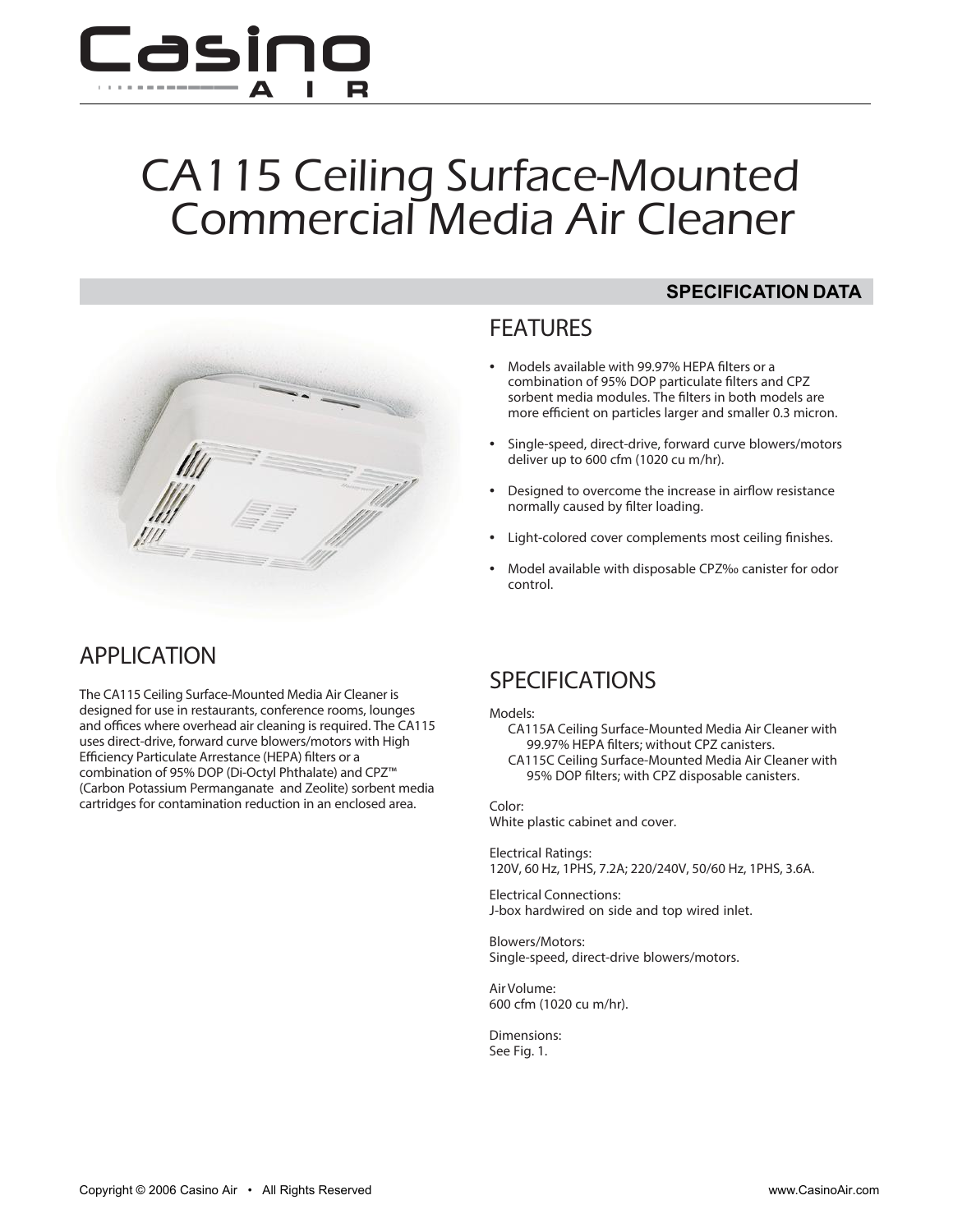# CA115 Ceiling Surface-Mounted Commercial Media Air Cleaner

**SPECIFICATION DATA**

## APPLICATION

The CA115 Ceiling Surface-Mounted Media Air Cleaner is designed for use in restaurants, conference rooms, lounges and offices where overhead air cleaning is required. The CA115 uses direct-drive, forward curve blowers/motors with High Efficiency Particulate Arrestance (HEPA) filters or a combination of 95% DOP (Di-Octyl Phthalate) and CPZ™ (Carbon Potassium Permanganate and Zeolite) sorbent media cartridges for contamination reduction in an enclosed area.

## FEATURES

- Models available with 99.97% HEPA filters or a combination of 95% DOP particulate filters and CPZ sorbent media modules. The filters in both models are more efficient on particles larger and smaller 0.3 micron.
- Single-speed, direct-drive, forward curve blowers/motors deliver up to 600 cfm (1020 cu m/hr).
- Designed to overcome the increase in airflow resistance normally caused by filter loading.
- Light-colored cover complements most ceiling finishes.
- Model available with disposable CPZ‰ canister for odor control.

## SPECIFICATIONS

Models:
- CA115A Ceiling Surface-Mounted Media Air Cleaner with 99.97% HEPA filters; without CPZ canisters.
- CA115C Ceiling Surface-Mounted Media Air Cleaner with 95% DOP filters; with CPZ disposable canisters.

Color:
White plastic cabinet and cover.

Electrical Ratings:
120V, 60 Hz, 1PHS, 7.2A; 220/240V, 50/60 Hz, 1PHS, 3.6A.

Electrical Connections:
J-box hardwired on side and top wired inlet.

Blowers/Motors:
Single-speed, direct-drive blowers/motors.

Air Volume:
600 cfm (1020 cu m/hr).

Dimensions:
See Fig. 1.

Copyright © 2006 Casino Air • All Rights Reserved www.CasinoAir.com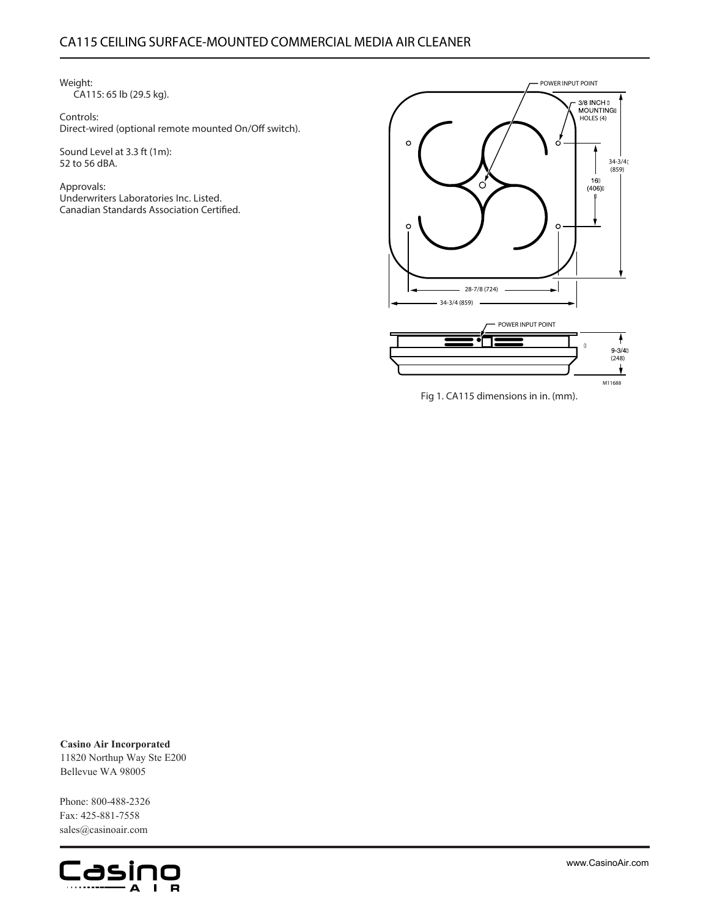# CA115 CEILING SURFACE-MOUNTED COMMERCIAL MEDIA AIR CLEANER

Weight:
CA115: 65 lb (29.5 kg).

Controls:
Direct-wired (optional remote mounted On/Off switch).

Sound Level at 3.3 ft (1m):
52 to 56 dBA.

Approvals:
Underwriters Laboratories Inc. Listed.
Canadian Standards Association Certified.

POWER INPUT POINT
3/8 INCH MOUNTING HOLES (4)
34-3/4 (859)
16 (406)
28-7/8 (724)
34-3/4 (859)
POWER INPUT POINT
9-3/4 (248)
M11688

Fig 1. CA115 dimensions in in. (mm).

**Casino Air Incorporated**
11820 Northup Way Ste E200
Bellevue WA 98005

Phone: 800-488-2326
Fax: 425-881-7558
sales@casinoair.com

Casino AIR

www.CasinoAir.com